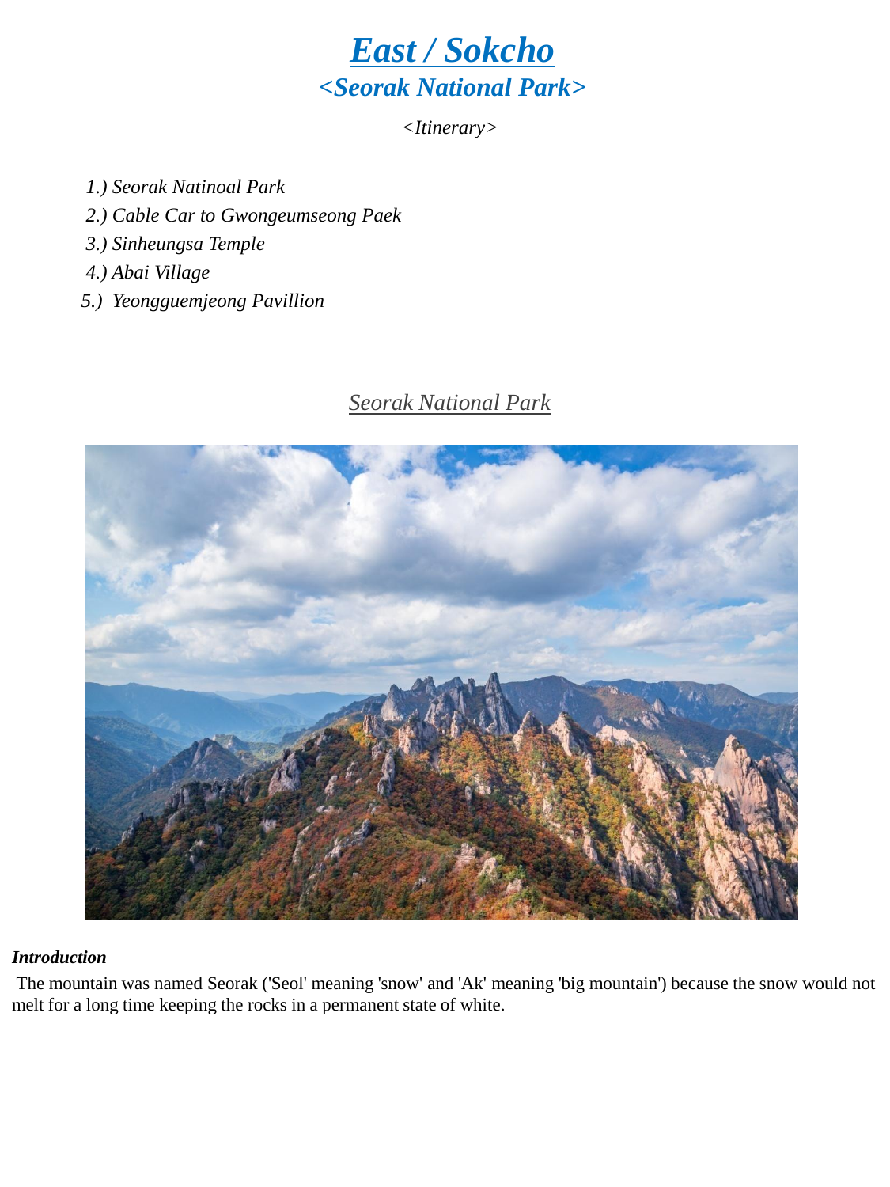# *East / Sokcho*

## *<Seorak National Park>*

*<Itinerary>*

1.) *Seorak Natinoal Park*
2.) *Cable Car to Gwongeumseong Paek*
3.) *Sinheungsa Temple*
4.) *Abai Village*
5.) *Yeongguemjeong Pavillion*

### *Seorak National Park*

***Introduction***

The mountain was named Seorak ('Seol' meaning 'snow' and 'Ak' meaning 'big mountain') because the snow would not melt for a long time keeping the rocks in a permanent state of white.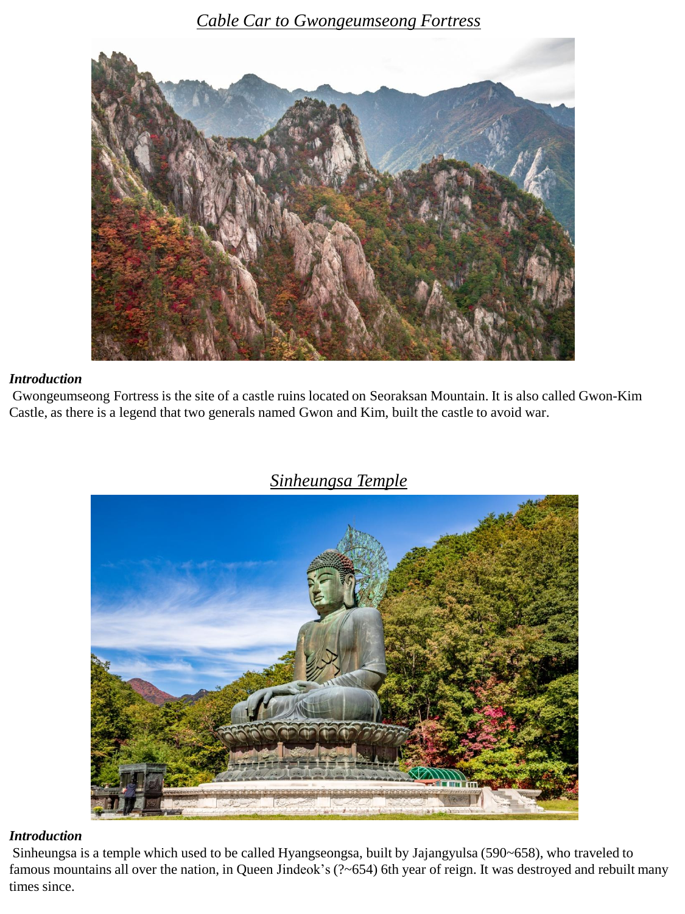## *Cable Car to Gwongeumseong Fortress*

***Introduction***

Gwongeumseong Fortress is the site of a castle ruins located on Seoraksan Mountain. It is also called Gwon-Kim Castle, as there is a legend that two generals named Gwon and Kim, built the castle to avoid war.

## *Sinheungsa Temple*

***Introduction***

Sinheungsa is a temple which used to be called Hyangseongsa, built by Jajangyulsa (590~658), who traveled to famous mountains all over the nation, in Queen Jindeok's (?~654) 6th year of reign. It was destroyed and rebuilt many times since.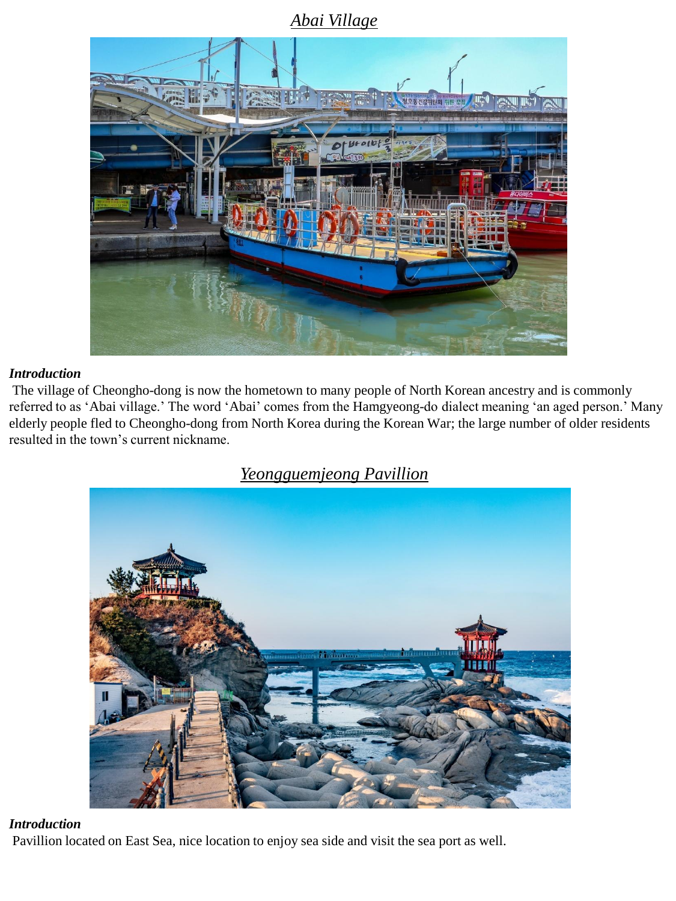## *Abai Village*

***Introduction***

The village of Cheongho-dong is now the hometown to many people of North Korean ancestry and is commonly referred to as 'Abai village.' The word 'Abai' comes from the Hamgyeong-do dialect meaning 'an aged person.' Many elderly people fled to Cheongho-dong from North Korea during the Korean War; the large number of older residents resulted in the town's current nickname.

## *Yeongguemjeong Pavillion*

***Introduction***

Pavillion located on East Sea, nice location to enjoy sea side and visit the sea port as well.